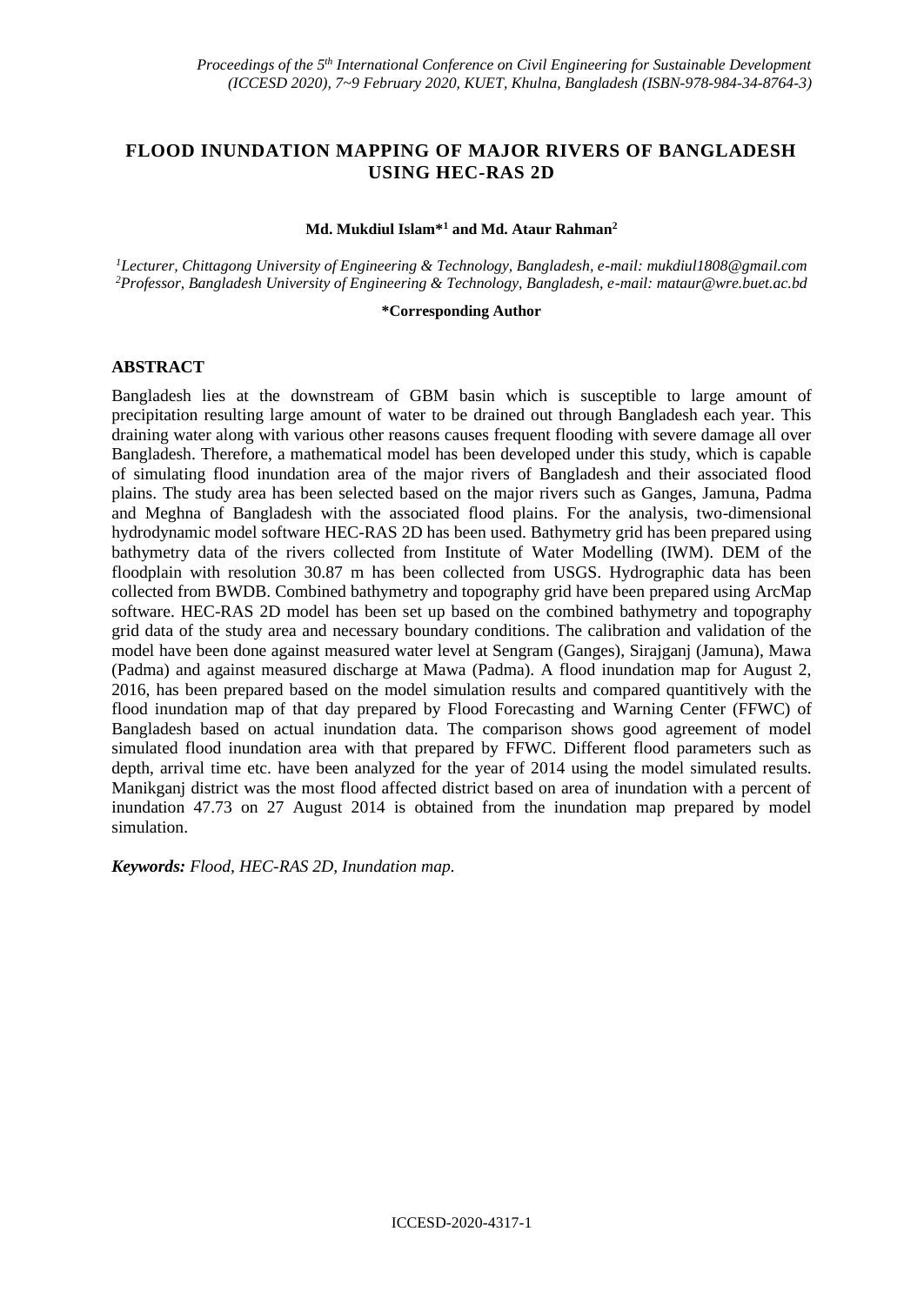# FLOOD INUNDATION MAPPING OF MAJOR RIVERS OF BANGLADESH USING HEC-RAS 2D

**Md. Mukdiul Islam*[1] and Md. Ataur Rahman[2]**

[1]*Lecturer, Chittagong University of Engineering & Technology, Bangladesh, e-mail: mukdiul1808@gmail.com*
[2]*Professor, Bangladesh University of Engineering & Technology, Bangladesh, e-mail: mataur@wre.buet.ac.bd*

**\*Corresponding Author**

## ABSTRACT

Bangladesh lies at the downstream of GBM basin which is susceptible to large amount of precipitation resulting large amount of water to be drained out through Bangladesh each year. This draining water along with various other reasons causes frequent flooding with severe damage all over Bangladesh. Therefore, a mathematical model has been developed under this study, which is capable of simulating flood inundation area of the major rivers of Bangladesh and their associated flood plains. The study area has been selected based on the major rivers such as Ganges, Jamuna, Padma and Meghna of Bangladesh with the associated flood plains. For the analysis, two-dimensional hydrodynamic model software HEC-RAS 2D has been used. Bathymetry grid has been prepared using bathymetry data of the rivers collected from Institute of Water Modelling (IWM). DEM of the floodplain with resolution 30.87 m has been collected from USGS. Hydrographic data has been collected from BWDB. Combined bathymetry and topography grid have been prepared using ArcMap software. HEC-RAS 2D model has been set up based on the combined bathymetry and topography grid data of the study area and necessary boundary conditions. The calibration and validation of the model have been done against measured water level at Sengram (Ganges), Sirajganj (Jamuna), Mawa (Padma) and against measured discharge at Mawa (Padma). A flood inundation map for August 2, 2016, has been prepared based on the model simulation results and compared quantitively with the flood inundation map of that day prepared by Flood Forecasting and Warning Center (FFWC) of Bangladesh based on actual inundation data. The comparison shows good agreement of model simulated flood inundation area with that prepared by FFWC. Different flood parameters such as depth, arrival time etc. have been analyzed for the year of 2014 using the model simulated results. Manikganj district was the most flood affected district based on area of inundation with a percent of inundation 47.73 on 27 August 2014 is obtained from the inundation map prepared by model simulation.

***Keywords:*** *Flood, HEC-RAS 2D, Inundation map.*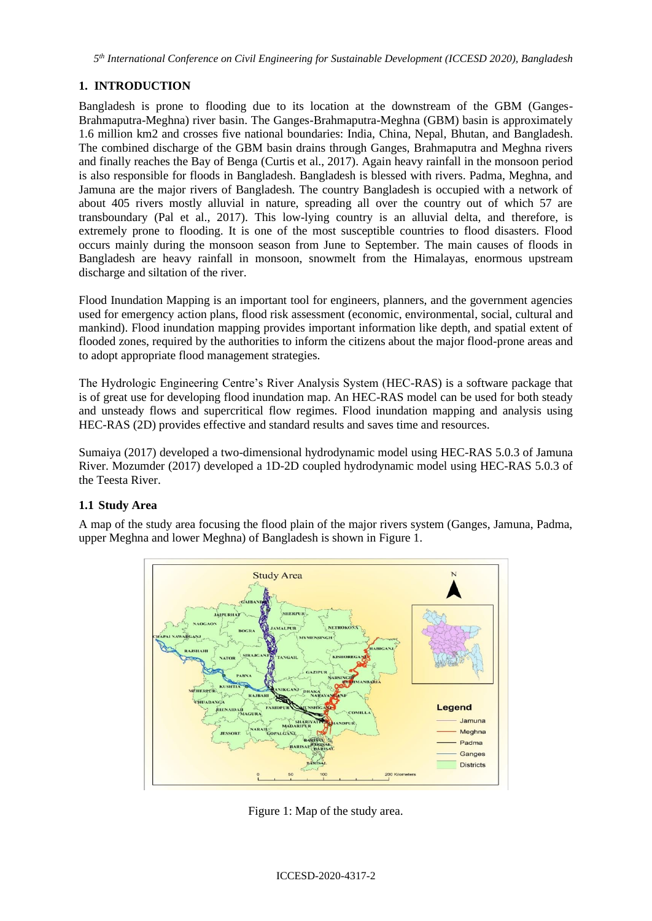## 1. INTRODUCTION

Bangladesh is prone to flooding due to its location at the downstream of the GBM (Ganges-Brahmaputra-Meghna) river basin. The Ganges-Brahmaputra-Meghna (GBM) basin is approximately 1.6 million km2 and crosses five national boundaries: India, China, Nepal, Bhutan, and Bangladesh. The combined discharge of the GBM basin drains through Ganges, Brahmaputra and Meghna rivers and finally reaches the Bay of Benga (Curtis et al., 2017). Again heavy rainfall in the monsoon period is also responsible for floods in Bangladesh. Bangladesh is blessed with rivers. Padma, Meghna, and Jamuna are the major rivers of Bangladesh. The country Bangladesh is occupied with a network of about 405 rivers mostly alluvial in nature, spreading all over the country out of which 57 are transboundary (Pal et al., 2017). This low-lying country is an alluvial delta, and therefore, is extremely prone to flooding. It is one of the most susceptible countries to flood disasters. Flood occurs mainly during the monsoon season from June to September. The main causes of floods in Bangladesh are heavy rainfall in monsoon, snowmelt from the Himalayas, enormous upstream discharge and siltation of the river.

Flood Inundation Mapping is an important tool for engineers, planners, and the government agencies used for emergency action plans, flood risk assessment (economic, environmental, social, cultural and mankind). Flood inundation mapping provides important information like depth, and spatial extent of flooded zones, required by the authorities to inform the citizens about the major flood-prone areas and to adopt appropriate flood management strategies.

The Hydrologic Engineering Centre's River Analysis System (HEC-RAS) is a software package that is of great use for developing flood inundation map. An HEC-RAS model can be used for both steady and unsteady flows and supercritical flow regimes. Flood inundation mapping and analysis using HEC-RAS (2D) provides effective and standard results and saves time and resources.

Sumaiya (2017) developed a two-dimensional hydrodynamic model using HEC-RAS 5.0.3 of Jamuna River. Mozumder (2017) developed a 1D-2D coupled hydrodynamic model using HEC-RAS 5.0.3 of the Teesta River.

### 1.1 Study Area

A map of the study area focusing the flood plain of the major rivers system (Ganges, Jamuna, Padma, upper Meghna and lower Meghna) of Bangladesh is shown in Figure 1.

Figure 1: Map of the study area.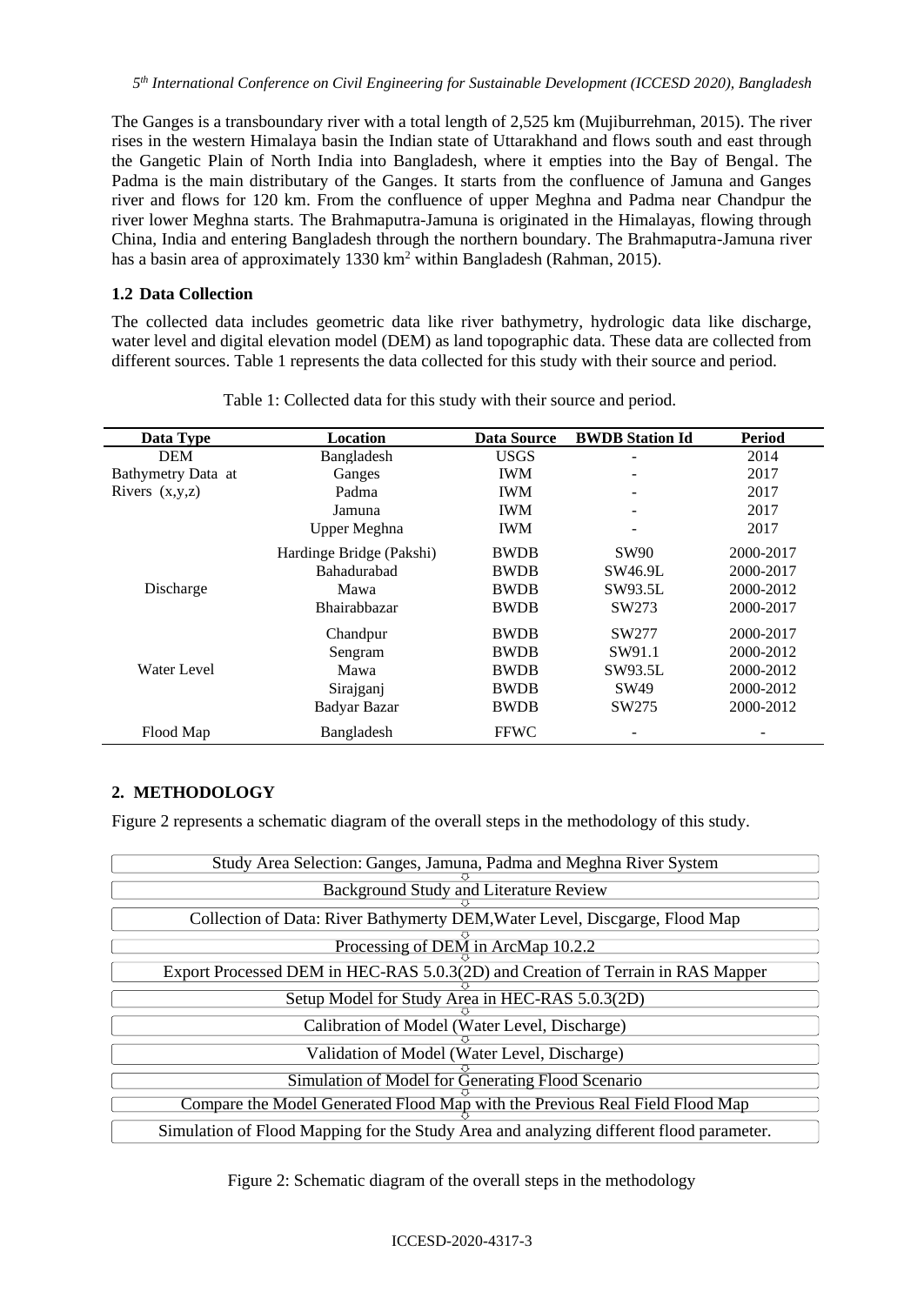The Ganges is a transboundary river with a total length of 2,525 km (Mujiburrehman, 2015). The river rises in the western Himalaya basin the Indian state of Uttarakhand and flows south and east through the Gangetic Plain of North India into Bangladesh, where it empties into the Bay of Bengal. The Padma is the main distributary of the Ganges. It starts from the confluence of Jamuna and Ganges river and flows for 120 km. From the confluence of upper Meghna and Padma near Chandpur the river lower Meghna starts. The Brahmaputra-Jamuna is originated in the Himalayas, flowing through China, India and entering Bangladesh through the northern boundary. The Brahmaputra-Jamuna river has a basin area of approximately 1330 km$^2$ within Bangladesh (Rahman, 2015).

### 1.2 Data Collection

The collected data includes geometric data like river bathymetry, hydrologic data like discharge, water level and digital elevation model (DEM) as land topographic data. These data are collected from different sources. Table 1 represents the data collected for this study with their source and period.

Table 1: Collected data for this study with their source and period.

| Data Type | Location | Data Source | BWDB Station Id | Period |
|---|---|---|---|---|
| DEM | Bangladesh | USGS | - | 2014 |
| Bathymetry Data at Rivers (x,y,z) | Ganges | IWM | - | 2017 |
| | Padma | IWM | - | 2017 |
| | Jamuna | IWM | - | 2017 |
| | Upper Meghna | IWM | - | 2017 |
| Discharge | Hardinge Bridge (Pakshi) | BWDB | SW90 | 2000-2017 |
| | Bahadurabad | BWDB | SW46.9L | 2000-2017 |
| | Mawa | BWDB | SW93.5L | 2000-2012 |
| | Bhairabbazar | BWDB | SW273 | 2000-2017 |
| Water Level | Chandpur | BWDB | SW277 | 2000-2017 |
| | Sengram | BWDB | SW91.1 | 2000-2012 |
| | Mawa | BWDB | SW93.5L | 2000-2012 |
| | Sirajganj | BWDB | SW49 | 2000-2012 |
| | Badyar Bazar | BWDB | SW275 | 2000-2012 |
| Flood Map | Bangladesh | FFWC | - | - |

## 2. METHODOLOGY

Figure 2 represents a schematic diagram of the overall steps in the methodology of this study.

- Study Area Selection: Ganges, Jamuna, Padma and Meghna River System
- Background Study and Literature Review
- Collection of Data: River Bathymerty DEM,Water Level, Discgarge, Flood Map
- Processing of DEM in ArcMap 10.2.2
- Export Processed DEM in HEC-RAS 5.0.3(2D) and Creation of Terrain in RAS Mapper
- Setup Model for Study Area in HEC-RAS 5.0.3(2D)
- Calibration of Model (Water Level, Discharge)
- Validation of Model (Water Level, Discharge)
- Simulation of Model for Generating Flood Scenario
- Compare the Model Generated Flood Map with the Previous Real Field Flood Map
- Simulation of Flood Mapping for the Study Area and analyzing different flood parameter.

Figure 2: Schematic diagram of the overall steps in the methodology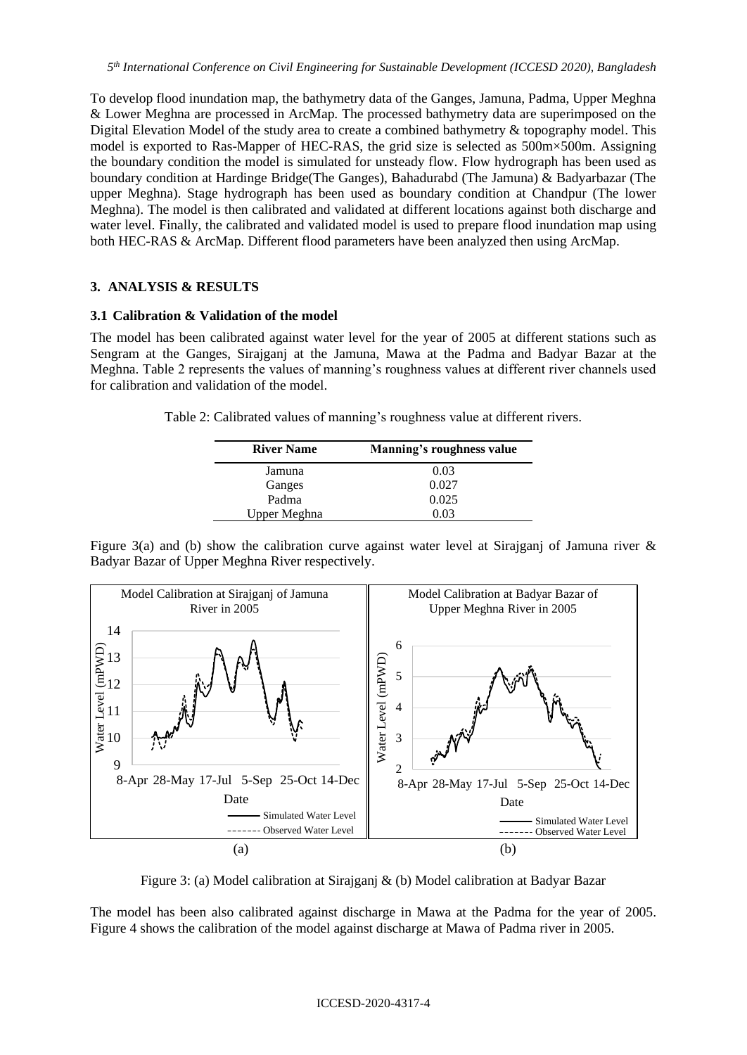To develop flood inundation map, the bathymetry data of the Ganges, Jamuna, Padma, Upper Meghna & Lower Meghna are processed in ArcMap. The processed bathymetry data are superimposed on the Digital Elevation Model of the study area to create a combined bathymetry & topography model. This model is exported to Ras-Mapper of HEC-RAS, the grid size is selected as 500m×500m. Assigning the boundary condition the model is simulated for unsteady flow. Flow hydrograph has been used as boundary condition at Hardinge Bridge(The Ganges), Bahadurabd (The Jamuna) & Badyarbazar (The upper Meghna). Stage hydrograph has been used as boundary condition at Chandpur (The lower Meghna). The model is then calibrated and validated at different locations against both discharge and water level. Finally, the calibrated and validated model is used to prepare flood inundation map using both HEC-RAS & ArcMap. Different flood parameters have been analyzed then using ArcMap.

## 3. ANALYSIS & RESULTS

### 3.1 Calibration & Validation of the model

The model has been calibrated against water level for the year of 2005 at different stations such as Sengram at the Ganges, Sirajganj at the Jamuna, Mawa at the Padma and Badyar Bazar at the Meghna. Table 2 represents the values of manning's roughness values at different river channels used for calibration and validation of the model.

Table 2: Calibrated values of manning's roughness value at different rivers.

| River Name | Manning's roughness value |
|---|---|
| Jamuna | 0.03 |
| Ganges | 0.027 |
| Padma | 0.025 |
| Upper Meghna | 0.03 |

Figure 3(a) and (b) show the calibration curve against water level at Sirajganj of Jamuna river & Badyar Bazar of Upper Meghna River respectively.

Figure 3: (a) Model calibration at Sirajganj & (b) Model calibration at Badyar Bazar

The model has been also calibrated against discharge in Mawa at the Padma for the year of 2005. Figure 4 shows the calibration of the model against discharge at Mawa of Padma river in 2005.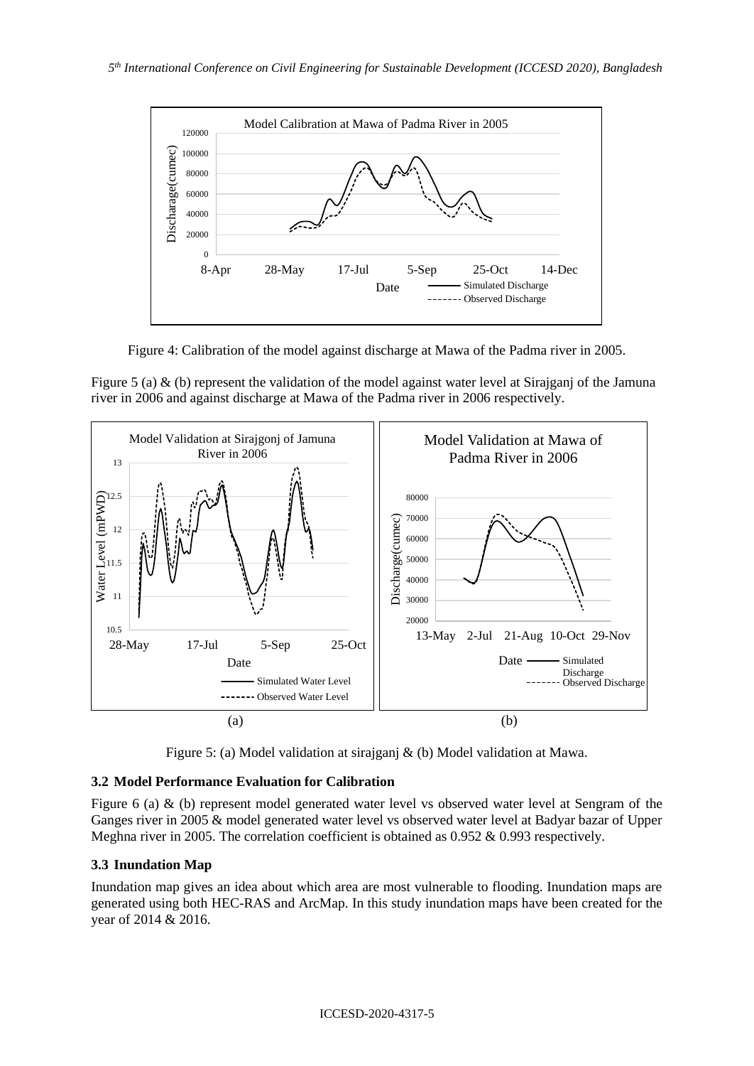Figure 4: Calibration of the model against discharge at Mawa of the Padma river in 2005.

Figure 5 (a) & (b) represent the validation of the model against water level at Sirajganj of the Jamuna river in 2006 and against discharge at Mawa of the Padma river in 2006 respectively.

(a) (b)

Figure 5: (a) Model validation at sirajganj & (b) Model validation at Mawa.

### 3.2 Model Performance Evaluation for Calibration

Figure 6 (a) & (b) represent model generated water level vs observed water level at Sengram of the Ganges river in 2005 & model generated water level vs observed water level at Badyar bazar of Upper Meghna river in 2005. The correlation coefficient is obtained as 0.952 & 0.993 respectively.

### 3.3 Inundation Map

Inundation map gives an idea about which area are most vulnerable to flooding. Inundation maps are generated using both HEC-RAS and ArcMap. In this study inundation maps have been created for the year of 2014 & 2016.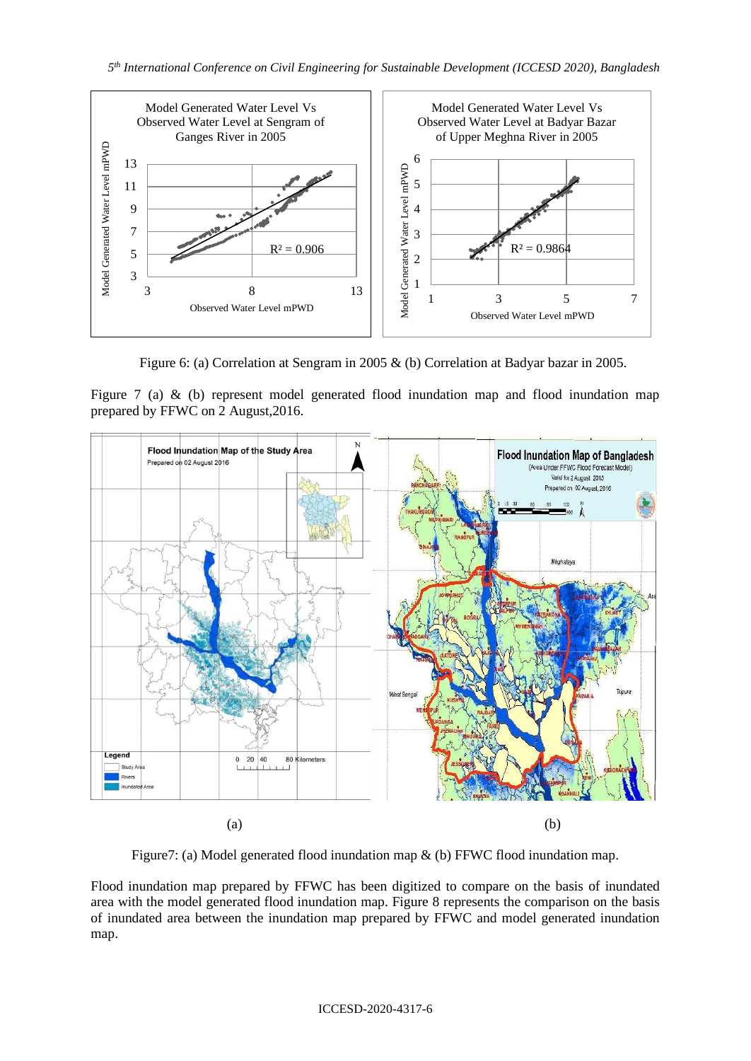Figure 6: (a) Correlation at Sengram in 2005 & (b) Correlation at Badyar bazar in 2005.

Figure 7 (a) & (b) represent model generated flood inundation map and flood inundation map prepared by FFWC on 2 August,2016.

(a) (b)

Figure7: (a) Model generated flood inundation map & (b) FFWC flood inundation map.

Flood inundation map prepared by FFWC has been digitized to compare on the basis of inundated area with the model generated flood inundation map. Figure 8 represents the comparison on the basis of inundated area between the inundation map prepared by FFWC and model generated inundation map.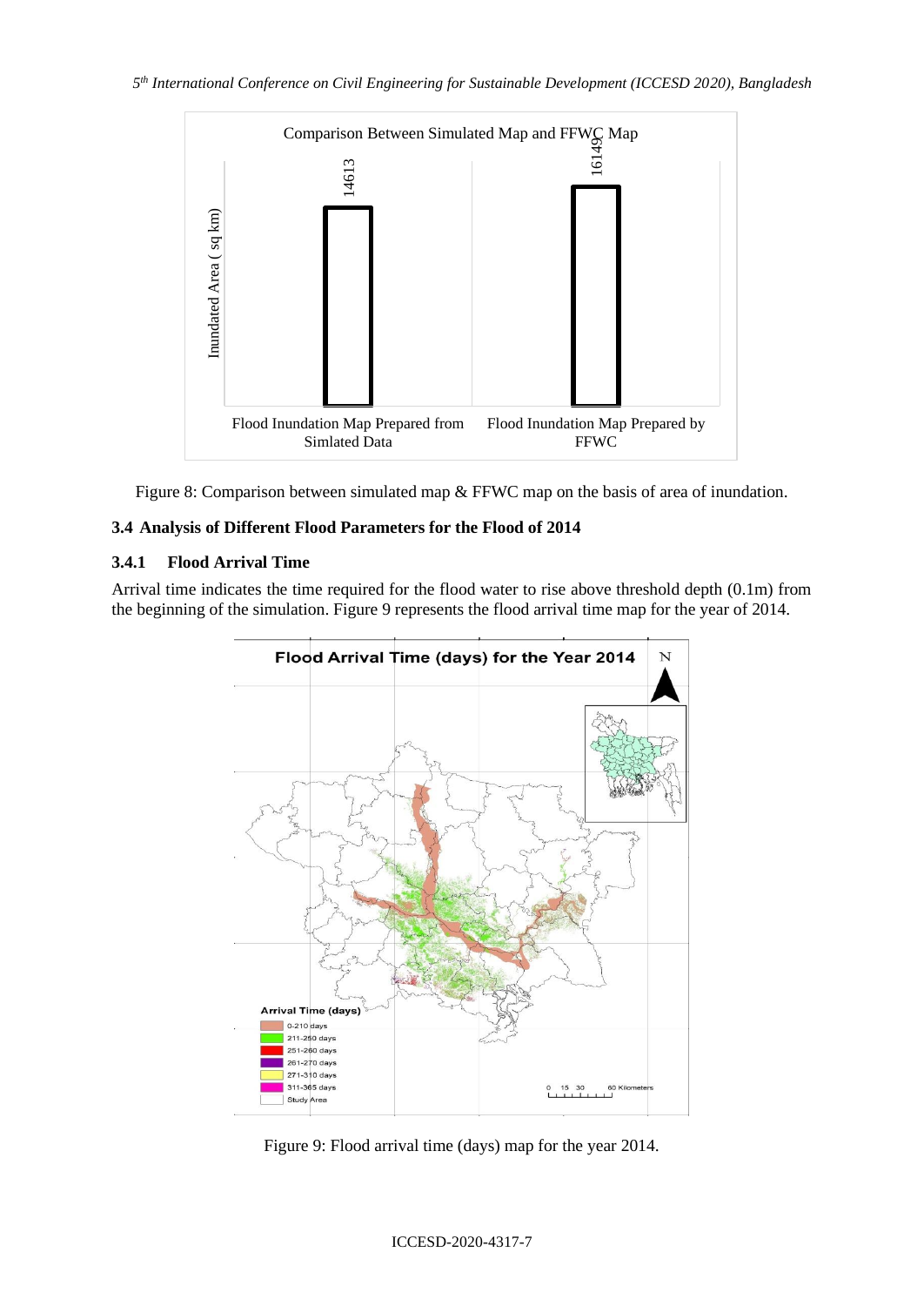Figure 8: Comparison between simulated map & FFWC map on the basis of area of inundation.

### 3.4 Analysis of Different Flood Parameters for the Flood of 2014

#### 3.4.1 Flood Arrival Time

Arrival time indicates the time required for the flood water to rise above threshold depth (0.1m) from the beginning of the simulation. Figure 9 represents the flood arrival time map for the year of 2014.

Figure 9: Flood arrival time (days) map for the year 2014.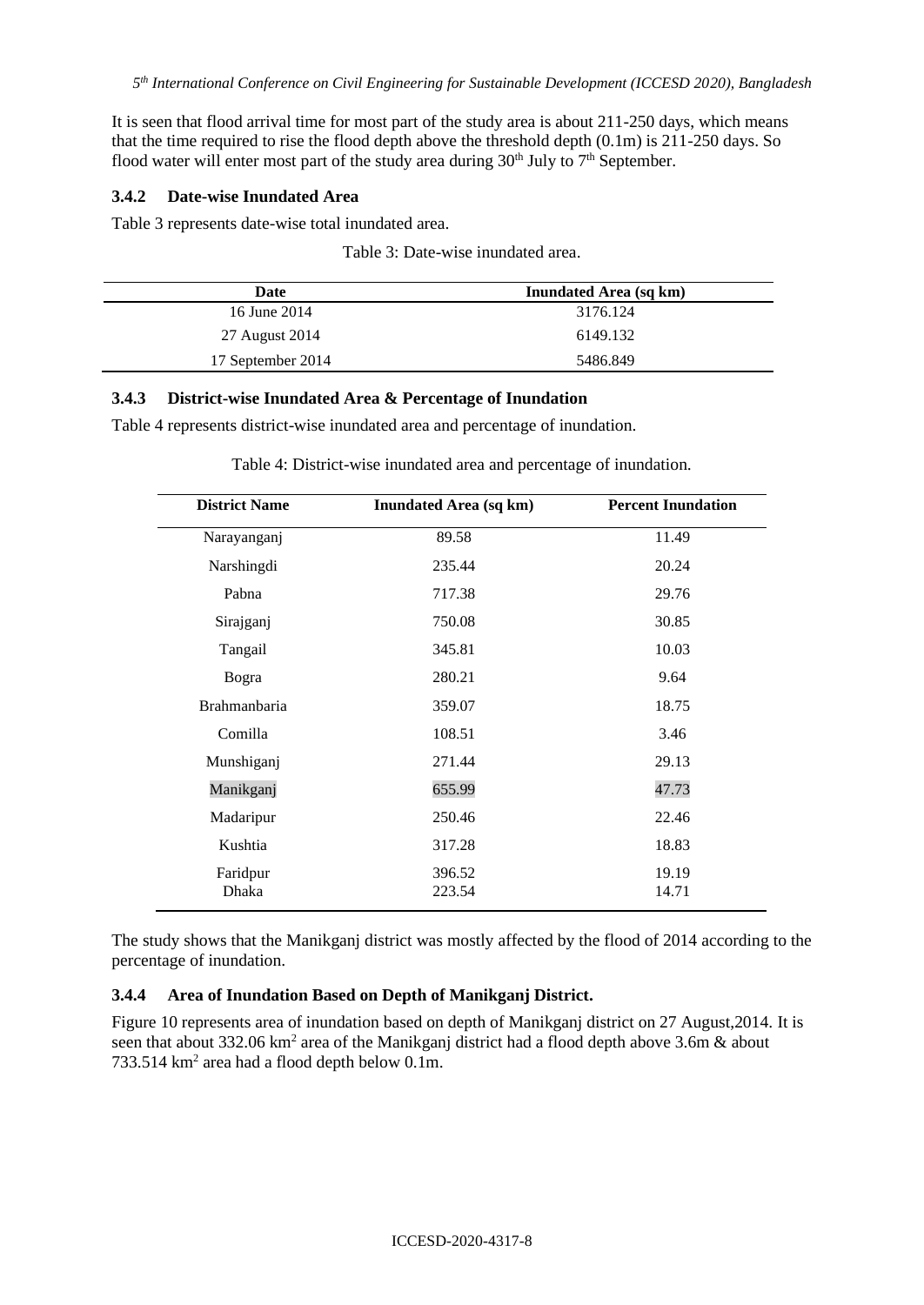It is seen that flood arrival time for most part of the study area is about 211-250 days, which means that the time required to rise the flood depth above the threshold depth (0.1m) is 211-250 days. So flood water will enter most part of the study area during 30th July to 7th September.

### 3.4.2 Date-wise Inundated Area

Table 3 represents date-wise total inundated area.

Table 3: Date-wise inundated area.

| Date | Inundated Area (sq km) |
|---|---|
| 16 June 2014 | 3176.124 |
| 27 August 2014 | 6149.132 |
| 17 September 2014 | 5486.849 |

### 3.4.3 District-wise Inundated Area & Percentage of Inundation

Table 4 represents district-wise inundated area and percentage of inundation.

Table 4: District-wise inundated area and percentage of inundation.

| District Name | Inundated Area (sq km) | Percent Inundation |
|---|---|---|
| Narayanganj | 89.58 | 11.49 |
| Narshingdi | 235.44 | 20.24 |
| Pabna | 717.38 | 29.76 |
| Sirajganj | 750.08 | 30.85 |
| Tangail | 345.81 | 10.03 |
| Bogra | 280.21 | 9.64 |
| Brahmanbaria | 359.07 | 18.75 |
| Comilla | 108.51 | 3.46 |
| Munshiganj | 271.44 | 29.13 |
| Manikganj | 655.99 | 47.73 |
| Madaripur | 250.46 | 22.46 |
| Kushtia | 317.28 | 18.83 |
| Faridpur | 396.52 | 19.19 |
| Dhaka | 223.54 | 14.71 |

The study shows that the Manikganj district was mostly affected by the flood of 2014 according to the percentage of inundation.

### 3.4.4 Area of Inundation Based on Depth of Manikganj District.

Figure 10 represents area of inundation based on depth of Manikganj district on 27 August,2014. It is seen that about 332.06 $km^2$ area of the Manikganj district had a flood depth above 3.6m & about 733.514 $km^2$ area had a flood depth below 0.1m.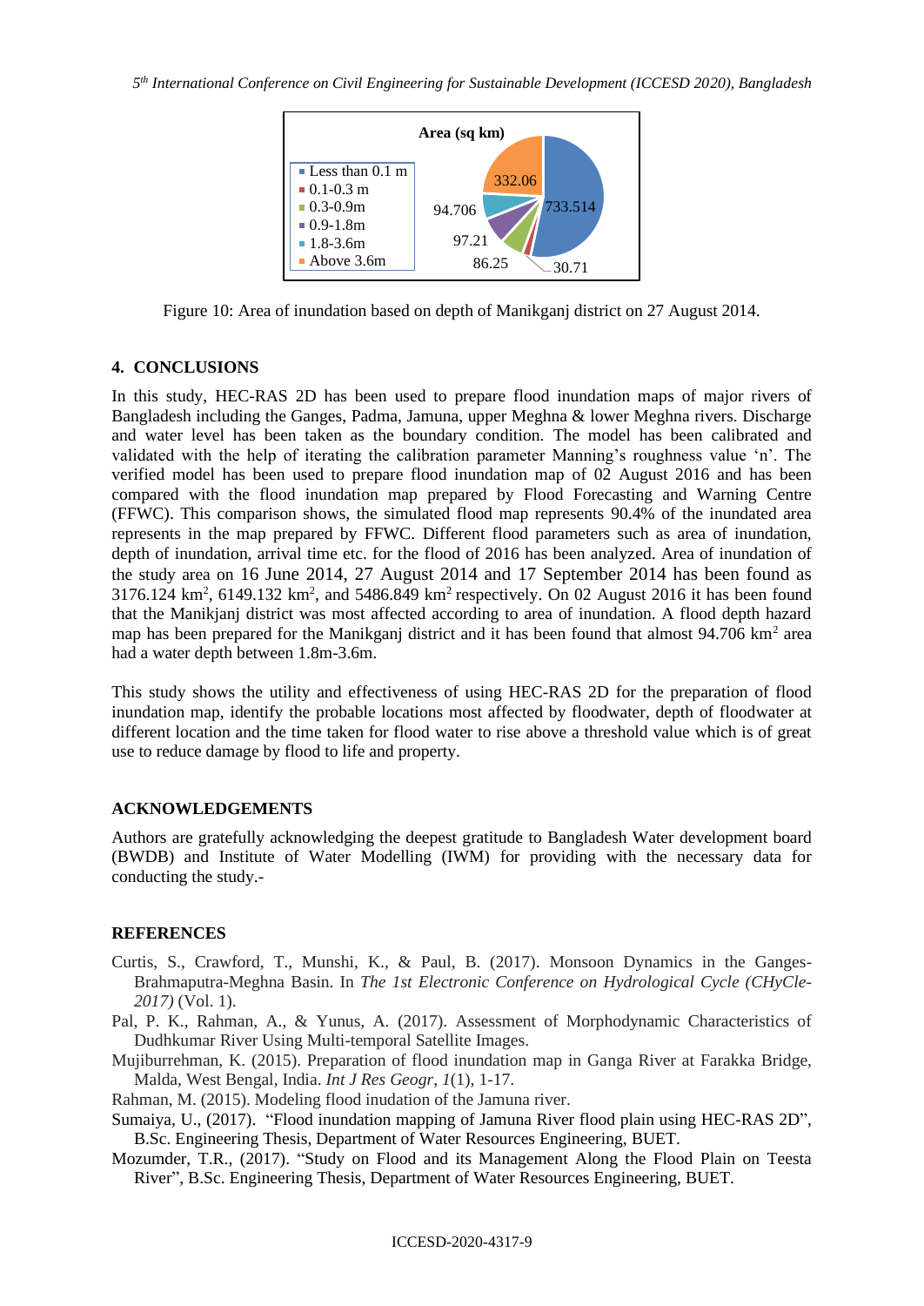Area (sq km)

- Less than 0.1 m
- 0.1-0.3 m
- 0.3-0.9m
- 0.9-1.8m
- 1.8-3.6m
- Above 3.6m

332.06
733.514
94.706
97.21
86.25
30.71

Figure 10: Area of inundation based on depth of Manikganj district on 27 August 2014.

## 4. CONCLUSIONS

In this study, HEC-RAS 2D has been used to prepare flood inundation maps of major rivers of Bangladesh including the Ganges, Padma, Jamuna, upper Meghna & lower Meghna rivers. Discharge and water level has been taken as the boundary condition. The model has been calibrated and validated with the help of iterating the calibration parameter Manning's roughness value 'n'. The verified model has been used to prepare flood inundation map of 02 August 2016 and has been compared with the flood inundation map prepared by Flood Forecasting and Warning Centre (FFWC). This comparison shows, the simulated flood map represents 90.4% of the inundated area represents in the map prepared by FFWC. Different flood parameters such as area of inundation, depth of inundation, arrival time etc. for the flood of 2016 has been analyzed. Area of inundation of the study area on 16 June 2014, 27 August 2014 and 17 September 2014 has been found as 3176.124 $km^2$, 6149.132 $km^2$, and 5486.849 $km^2$ respectively. On 02 August 2016 it has been found that the Manikjanj district was most affected according to area of inundation. A flood depth hazard map has been prepared for the Manikganj district and it has been found that almost 94.706 $km^2$ area had a water depth between 1.8m-3.6m.

This study shows the utility and effectiveness of using HEC-RAS 2D for the preparation of flood inundation map, identify the probable locations most affected by floodwater, depth of floodwater at different location and the time taken for flood water to rise above a threshold value which is of great use to reduce damage by flood to life and property.

## ACKNOWLEDGEMENTS

Authors are gratefully acknowledging the deepest gratitude to Bangladesh Water development board (BWDB) and Institute of Water Modelling (IWM) for providing with the necessary data for conducting the study.-

## REFERENCES

Curtis, S., Crawford, T., Munshi, K., & Paul, B. (2017). Monsoon Dynamics in the Ganges-Brahmaputra-Meghna Basin. In *The 1st Electronic Conference on Hydrological Cycle (CHyCle-2017)* (Vol. 1).

Pal, P. K., Rahman, A., & Yunus, A. (2017). Assessment of Morphodynamic Characteristics of Dudhkumar River Using Multi-temporal Satellite Images.

Mujiburrehman, K. (2015). Preparation of flood inundation map in Ganga River at Farakka Bridge, Malda, West Bengal, India. *Int J Res Geogr*, *1*(1), 1-17.

Rahman, M. (2015). Modeling flood inudation of the Jamuna river.

Sumaiya, U., (2017). "Flood inundation mapping of Jamuna River flood plain using HEC-RAS 2D", B.Sc. Engineering Thesis, Department of Water Resources Engineering, BUET.

Mozumder, T.R., (2017). "Study on Flood and its Management Along the Flood Plain on Teesta River", B.Sc. Engineering Thesis, Department of Water Resources Engineering, BUET.